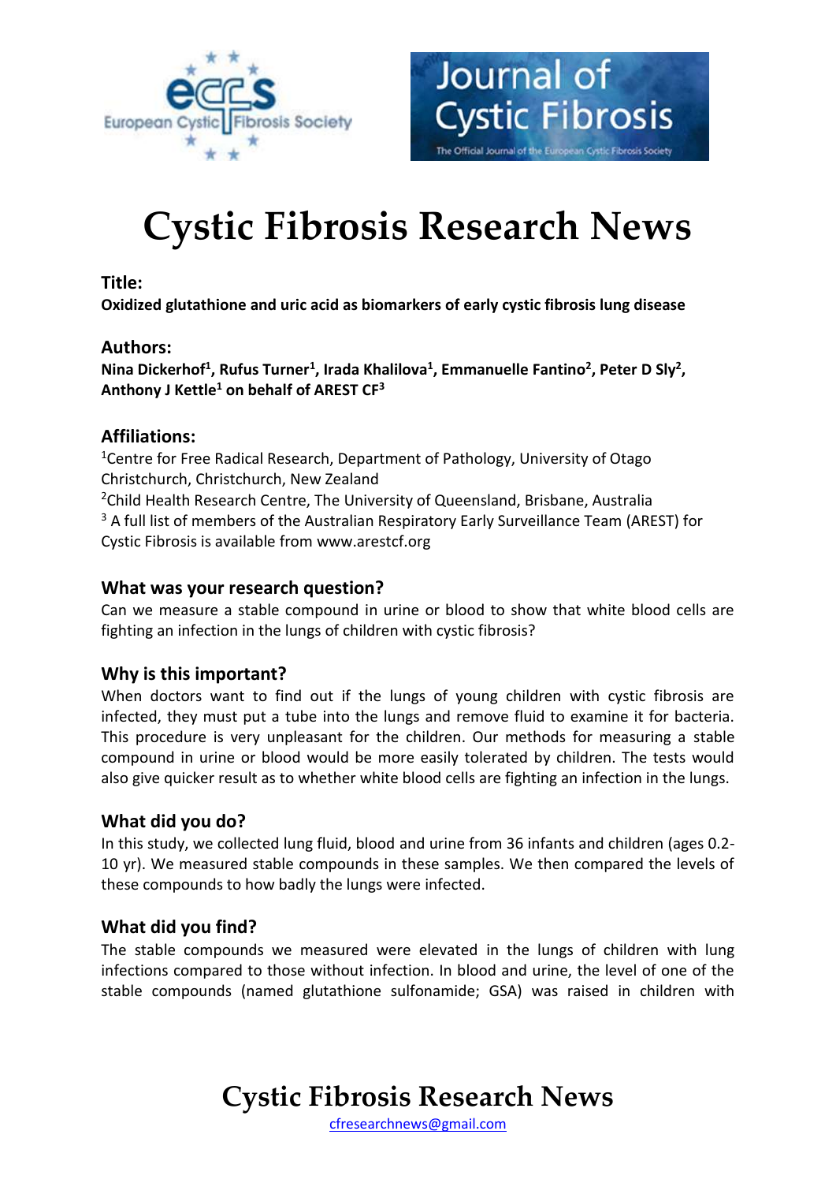# Cystic Fibrosis Research News

## Title:

**Oxidized glutathione and uric acid as biomarkers of early cystic fibrosis lung disease**

## Authors:

**Nina Dickerhof[1], Rufus Turner[1], Irada Khalilova[1], Emmanuelle Fantino[2], Peter D Sly[2], Anthony J Kettle[1] on behalf of AREST CF[3]**

## Affiliations:

[1]Centre for Free Radical Research, Department of Pathology, University of Otago Christchurch, Christchurch, New Zealand

[2]Child Health Research Centre, The University of Queensland, Brisbane, Australia

[3] A full list of members of the Australian Respiratory Early Surveillance Team (AREST) for Cystic Fibrosis is available from www.arestcf.org

## What was your research question?

Can we measure a stable compound in urine or blood to show that white blood cells are fighting an infection in the lungs of children with cystic fibrosis?

## Why is this important?

When doctors want to find out if the lungs of young children with cystic fibrosis are infected, they must put a tube into the lungs and remove fluid to examine it for bacteria. This procedure is very unpleasant for the children. Our methods for measuring a stable compound in urine or blood would be more easily tolerated by children. The tests would also give quicker result as to whether white blood cells are fighting an infection in the lungs.

## What did you do?

In this study, we collected lung fluid, blood and urine from 36 infants and children (ages 0.2-10 yr). We measured stable compounds in these samples. We then compared the levels of these compounds to how badly the lungs were infected.

## What did you find?

The stable compounds we measured were elevated in the lungs of children with lung infections compared to those without infection. In blood and urine, the level of one of the stable compounds (named glutathione sulfonamide; GSA) was raised in children with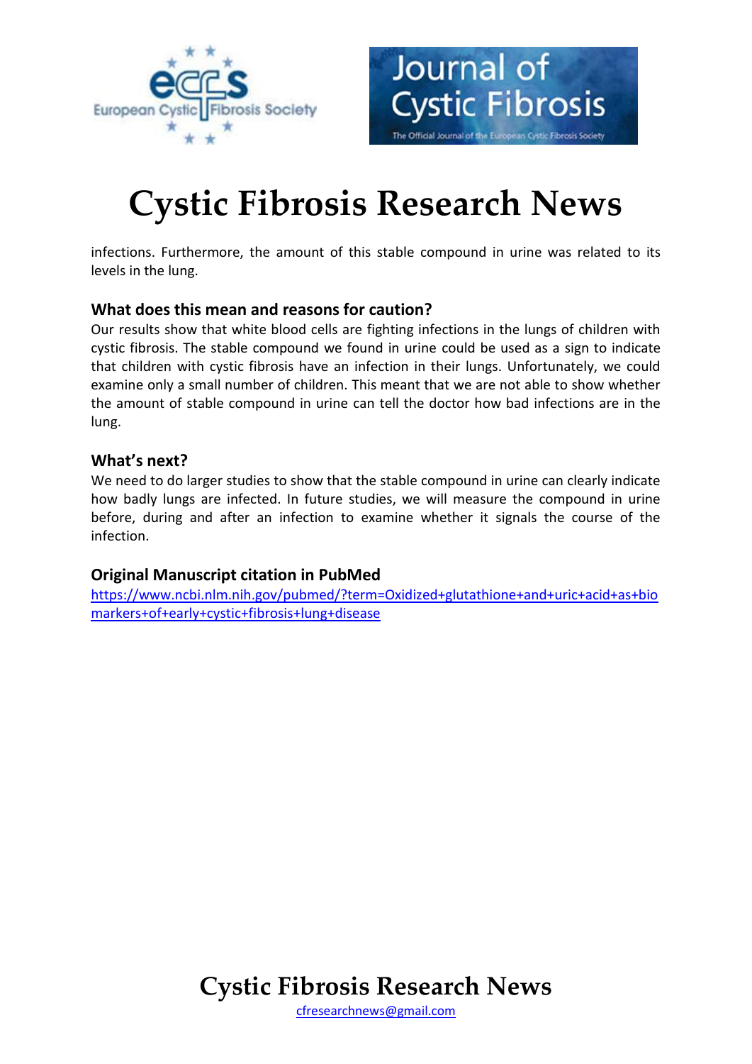infections. Furthermore, the amount of this stable compound in urine was related to its levels in the lung.

## What does this mean and reasons for caution?

Our results show that white blood cells are fighting infections in the lungs of children with cystic fibrosis. The stable compound we found in urine could be used as a sign to indicate that children with cystic fibrosis have an infection in their lungs. Unfortunately, we could examine only a small number of children. This meant that we are not able to show whether the amount of stable compound in urine can tell the doctor how bad infections are in the lung.

## What's next?

We need to do larger studies to show that the stable compound in urine can clearly indicate how badly lungs are infected. In future studies, we will measure the compound in urine before, during and after an infection to examine whether it signals the course of the infection.

## Original Manuscript citation in PubMed

https://www.ncbi.nlm.nih.gov/pubmed/?term=Oxidized+glutathione+and+uric+acid+as+biomarkers+of+early+cystic+fibrosis+lung+disease